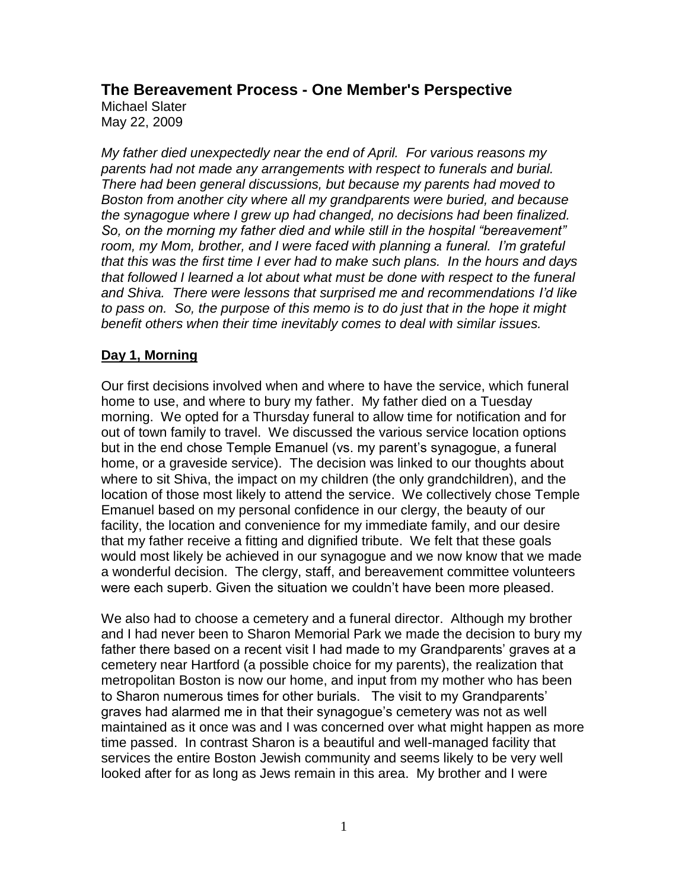# The Bereavement Process - One Member's Perspective

Michael Slater
May 22, 2009

*My father died unexpectedly near the end of April. For various reasons my parents had not made any arrangements with respect to funerals and burial. There had been general discussions, but because my parents had moved to Boston from another city where all my grandparents were buried, and because the synagogue where I grew up had changed, no decisions had been finalized. So, on the morning my father died and while still in the hospital "bereavement" room, my Mom, brother, and I were faced with planning a funeral. I'm grateful that this was the first time I ever had to make such plans. In the hours and days that followed I learned a lot about what must be done with respect to the funeral and Shiva. There were lessons that surprised me and recommendations I'd like to pass on. So, the purpose of this memo is to do just that in the hope it might benefit others when their time inevitably comes to deal with similar issues.*

## Day 1, Morning

Our first decisions involved when and where to have the service, which funeral home to use, and where to bury my father. My father died on a Tuesday morning. We opted for a Thursday funeral to allow time for notification and for out of town family to travel. We discussed the various service location options but in the end chose Temple Emanuel (vs. my parent's synagogue, a funeral home, or a graveside service). The decision was linked to our thoughts about where to sit Shiva, the impact on my children (the only grandchildren), and the location of those most likely to attend the service. We collectively chose Temple Emanuel based on my personal confidence in our clergy, the beauty of our facility, the location and convenience for my immediate family, and our desire that my father receive a fitting and dignified tribute. We felt that these goals would most likely be achieved in our synagogue and we now know that we made a wonderful decision. The clergy, staff, and bereavement committee volunteers were each superb. Given the situation we couldn't have been more pleased.

We also had to choose a cemetery and a funeral director. Although my brother and I had never been to Sharon Memorial Park we made the decision to bury my father there based on a recent visit I had made to my Grandparents' graves at a cemetery near Hartford (a possible choice for my parents), the realization that metropolitan Boston is now our home, and input from my mother who has been to Sharon numerous times for other burials. The visit to my Grandparents' graves had alarmed me in that their synagogue's cemetery was not as well maintained as it once was and I was concerned over what might happen as more time passed. In contrast Sharon is a beautiful and well-managed facility that services the entire Boston Jewish community and seems likely to be very well looked after for as long as Jews remain in this area. My brother and I were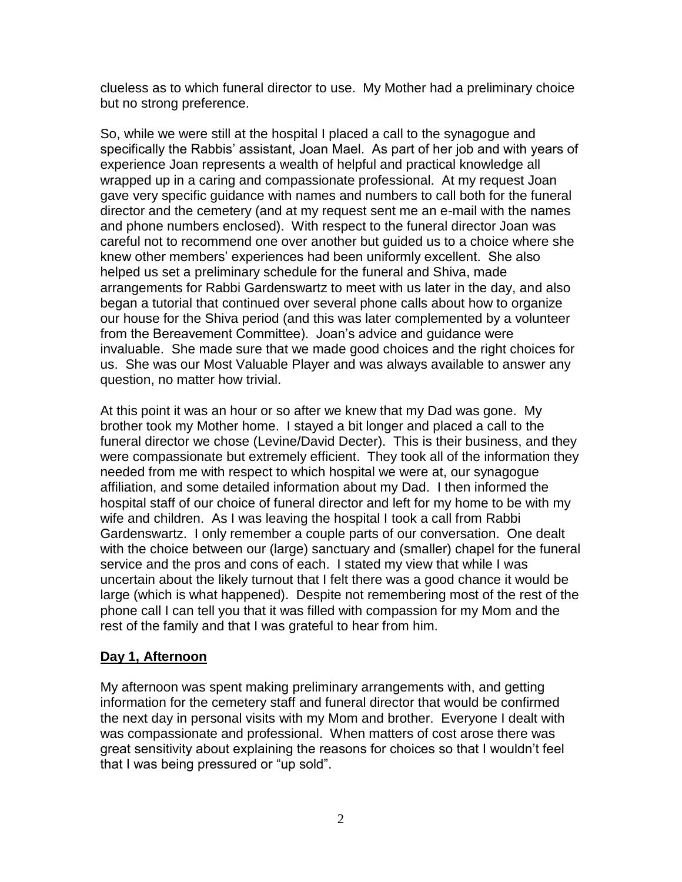clueless as to which funeral director to use. My Mother had a preliminary choice but no strong preference.

So, while we were still at the hospital I placed a call to the synagogue and specifically the Rabbis' assistant, Joan Mael. As part of her job and with years of experience Joan represents a wealth of helpful and practical knowledge all wrapped up in a caring and compassionate professional. At my request Joan gave very specific guidance with names and numbers to call both for the funeral director and the cemetery (and at my request sent me an e-mail with the names and phone numbers enclosed). With respect to the funeral director Joan was careful not to recommend one over another but guided us to a choice where she knew other members' experiences had been uniformly excellent. She also helped us set a preliminary schedule for the funeral and Shiva, made arrangements for Rabbi Gardenswartz to meet with us later in the day, and also began a tutorial that continued over several phone calls about how to organize our house for the Shiva period (and this was later complemented by a volunteer from the Bereavement Committee). Joan's advice and guidance were invaluable. She made sure that we made good choices and the right choices for us. She was our Most Valuable Player and was always available to answer any question, no matter how trivial.

At this point it was an hour or so after we knew that my Dad was gone. My brother took my Mother home. I stayed a bit longer and placed a call to the funeral director we chose (Levine/David Decter). This is their business, and they were compassionate but extremely efficient. They took all of the information they needed from me with respect to which hospital we were at, our synagogue affiliation, and some detailed information about my Dad. I then informed the hospital staff of our choice of funeral director and left for my home to be with my wife and children. As I was leaving the hospital I took a call from Rabbi Gardenswartz. I only remember a couple parts of our conversation. One dealt with the choice between our (large) sanctuary and (smaller) chapel for the funeral service and the pros and cons of each. I stated my view that while I was uncertain about the likely turnout that I felt there was a good chance it would be large (which is what happened). Despite not remembering most of the rest of the phone call I can tell you that it was filled with compassion for my Mom and the rest of the family and that I was grateful to hear from him.

## **Day 1, Afternoon**

My afternoon was spent making preliminary arrangements with, and getting information for the cemetery staff and funeral director that would be confirmed the next day in personal visits with my Mom and brother. Everyone I dealt with was compassionate and professional. When matters of cost arose there was great sensitivity about explaining the reasons for choices so that I wouldn't feel that I was being pressured or "up sold".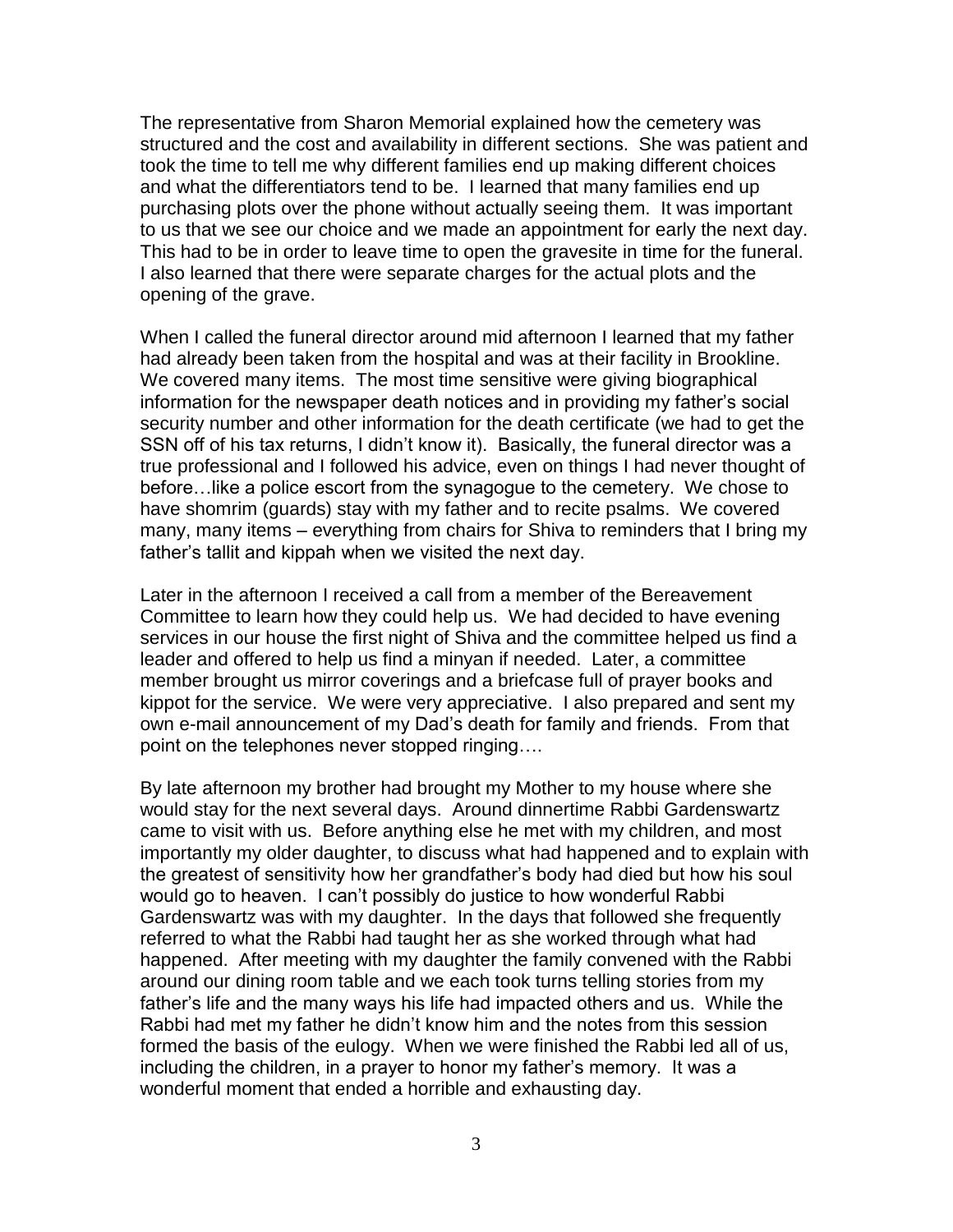The representative from Sharon Memorial explained how the cemetery was structured and the cost and availability in different sections. She was patient and took the time to tell me why different families end up making different choices and what the differentiators tend to be. I learned that many families end up purchasing plots over the phone without actually seeing them. It was important to us that we see our choice and we made an appointment for early the next day. This had to be in order to leave time to open the gravesite in time for the funeral. I also learned that there were separate charges for the actual plots and the opening of the grave.

When I called the funeral director around mid afternoon I learned that my father had already been taken from the hospital and was at their facility in Brookline. We covered many items. The most time sensitive were giving biographical information for the newspaper death notices and in providing my father's social security number and other information for the death certificate (we had to get the SSN off of his tax returns, I didn't know it). Basically, the funeral director was a true professional and I followed his advice, even on things I had never thought of before…like a police escort from the synagogue to the cemetery. We chose to have shomrim (guards) stay with my father and to recite psalms. We covered many, many items – everything from chairs for Shiva to reminders that I bring my father's tallit and kippah when we visited the next day.

Later in the afternoon I received a call from a member of the Bereavement Committee to learn how they could help us. We had decided to have evening services in our house the first night of Shiva and the committee helped us find a leader and offered to help us find a minyan if needed. Later, a committee member brought us mirror coverings and a briefcase full of prayer books and kippot for the service. We were very appreciative. I also prepared and sent my own e-mail announcement of my Dad's death for family and friends. From that point on the telephones never stopped ringing….

By late afternoon my brother had brought my Mother to my house where she would stay for the next several days. Around dinnertime Rabbi Gardenswartz came to visit with us. Before anything else he met with my children, and most importantly my older daughter, to discuss what had happened and to explain with the greatest of sensitivity how her grandfather's body had died but how his soul would go to heaven. I can't possibly do justice to how wonderful Rabbi Gardenswartz was with my daughter. In the days that followed she frequently referred to what the Rabbi had taught her as she worked through what had happened. After meeting with my daughter the family convened with the Rabbi around our dining room table and we each took turns telling stories from my father's life and the many ways his life had impacted others and us. While the Rabbi had met my father he didn't know him and the notes from this session formed the basis of the eulogy. When we were finished the Rabbi led all of us, including the children, in a prayer to honor my father's memory. It was a wonderful moment that ended a horrible and exhausting day.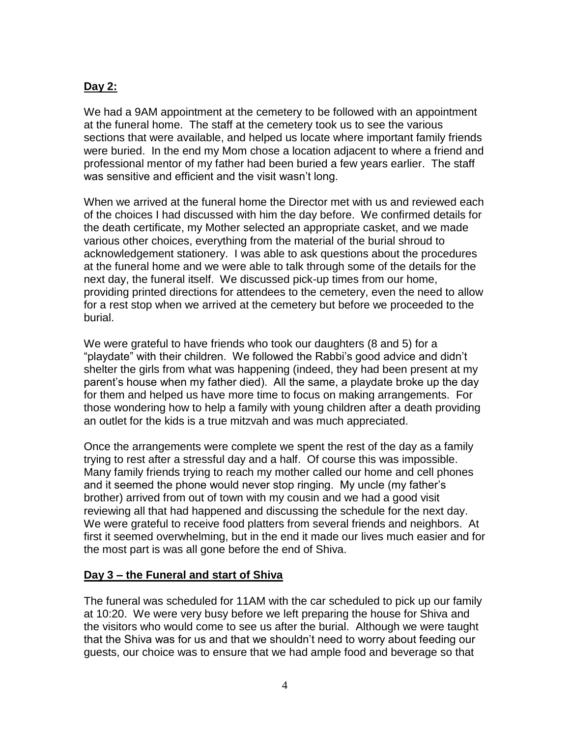**Day 2:**

We had a 9AM appointment at the cemetery to be followed with an appointment at the funeral home. The staff at the cemetery took us to see the various sections that were available, and helped us locate where important family friends were buried. In the end my Mom chose a location adjacent to where a friend and professional mentor of my father had been buried a few years earlier. The staff was sensitive and efficient and the visit wasn't long.

When we arrived at the funeral home the Director met with us and reviewed each of the choices I had discussed with him the day before. We confirmed details for the death certificate, my Mother selected an appropriate casket, and we made various other choices, everything from the material of the burial shroud to acknowledgement stationery. I was able to ask questions about the procedures at the funeral home and we were able to talk through some of the details for the next day, the funeral itself. We discussed pick-up times from our home, providing printed directions for attendees to the cemetery, even the need to allow for a rest stop when we arrived at the cemetery but before we proceeded to the burial.

We were grateful to have friends who took our daughters (8 and 5) for a "playdate" with their children. We followed the Rabbi's good advice and didn't shelter the girls from what was happening (indeed, they had been present at my parent's house when my father died). All the same, a playdate broke up the day for them and helped us have more time to focus on making arrangements. For those wondering how to help a family with young children after a death providing an outlet for the kids is a true mitzvah and was much appreciated.

Once the arrangements were complete we spent the rest of the day as a family trying to rest after a stressful day and a half. Of course this was impossible. Many family friends trying to reach my mother called our home and cell phones and it seemed the phone would never stop ringing. My uncle (my father's brother) arrived from out of town with my cousin and we had a good visit reviewing all that had happened and discussing the schedule for the next day. We were grateful to receive food platters from several friends and neighbors. At first it seemed overwhelming, but in the end it made our lives much easier and for the most part is was all gone before the end of Shiva.

**Day 3 – the Funeral and start of Shiva**

The funeral was scheduled for 11AM with the car scheduled to pick up our family at 10:20. We were very busy before we left preparing the house for Shiva and the visitors who would come to see us after the burial. Although we were taught that the Shiva was for us and that we shouldn't need to worry about feeding our guests, our choice was to ensure that we had ample food and beverage so that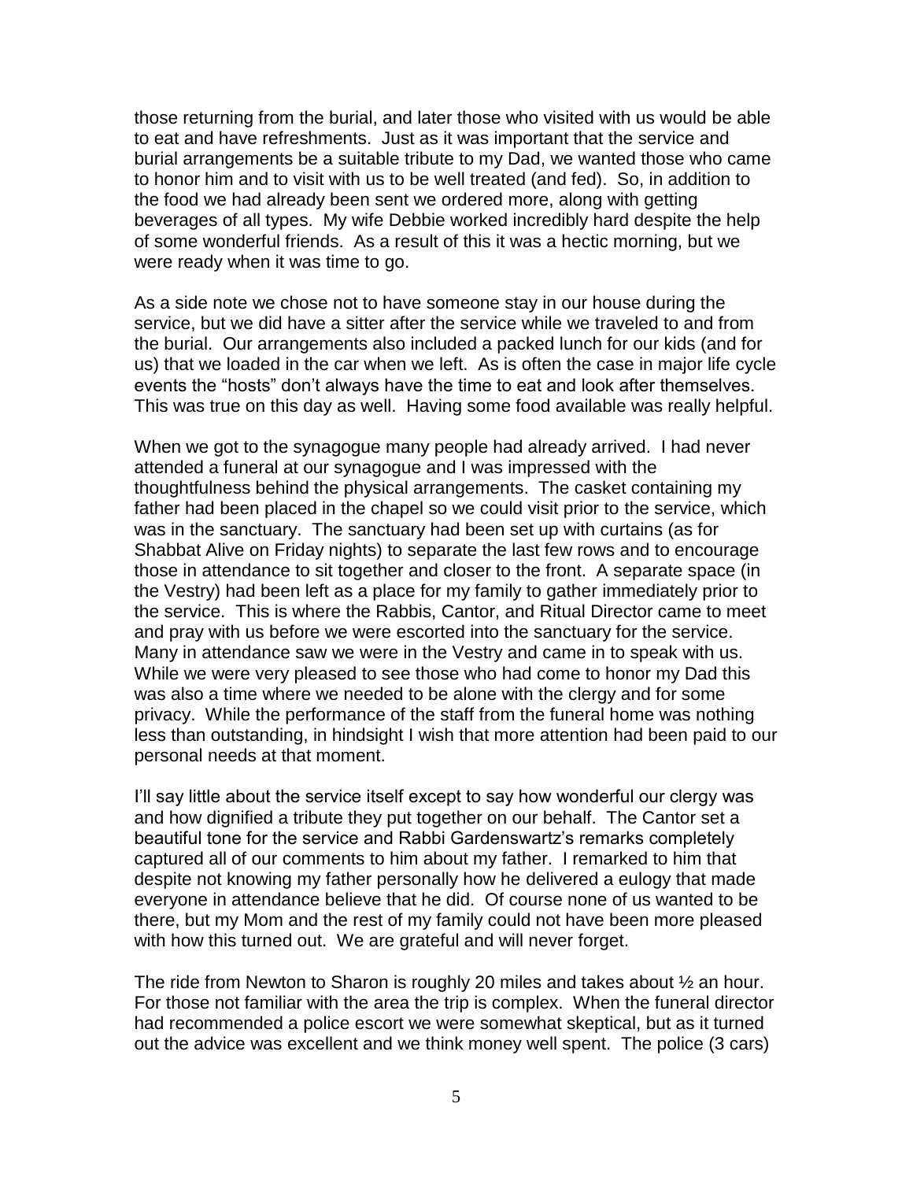those returning from the burial, and later those who visited with us would be able to eat and have refreshments. Just as it was important that the service and burial arrangements be a suitable tribute to my Dad, we wanted those who came to honor him and to visit with us to be well treated (and fed). So, in addition to the food we had already been sent we ordered more, along with getting beverages of all types. My wife Debbie worked incredibly hard despite the help of some wonderful friends. As a result of this it was a hectic morning, but we were ready when it was time to go.

As a side note we chose not to have someone stay in our house during the service, but we did have a sitter after the service while we traveled to and from the burial. Our arrangements also included a packed lunch for our kids (and for us) that we loaded in the car when we left. As is often the case in major life cycle events the "hosts" don't always have the time to eat and look after themselves. This was true on this day as well. Having some food available was really helpful.

When we got to the synagogue many people had already arrived. I had never attended a funeral at our synagogue and I was impressed with the thoughtfulness behind the physical arrangements. The casket containing my father had been placed in the chapel so we could visit prior to the service, which was in the sanctuary. The sanctuary had been set up with curtains (as for Shabbat Alive on Friday nights) to separate the last few rows and to encourage those in attendance to sit together and closer to the front. A separate space (in the Vestry) had been left as a place for my family to gather immediately prior to the service. This is where the Rabbis, Cantor, and Ritual Director came to meet and pray with us before we were escorted into the sanctuary for the service. Many in attendance saw we were in the Vestry and came in to speak with us. While we were very pleased to see those who had come to honor my Dad this was also a time where we needed to be alone with the clergy and for some privacy. While the performance of the staff from the funeral home was nothing less than outstanding, in hindsight I wish that more attention had been paid to our personal needs at that moment.

I'll say little about the service itself except to say how wonderful our clergy was and how dignified a tribute they put together on our behalf. The Cantor set a beautiful tone for the service and Rabbi Gardenswartz's remarks completely captured all of our comments to him about my father. I remarked to him that despite not knowing my father personally how he delivered a eulogy that made everyone in attendance believe that he did. Of course none of us wanted to be there, but my Mom and the rest of my family could not have been more pleased with how this turned out. We are grateful and will never forget.

The ride from Newton to Sharon is roughly 20 miles and takes about ½ an hour. For those not familiar with the area the trip is complex. When the funeral director had recommended a police escort we were somewhat skeptical, but as it turned out the advice was excellent and we think money well spent. The police (3 cars)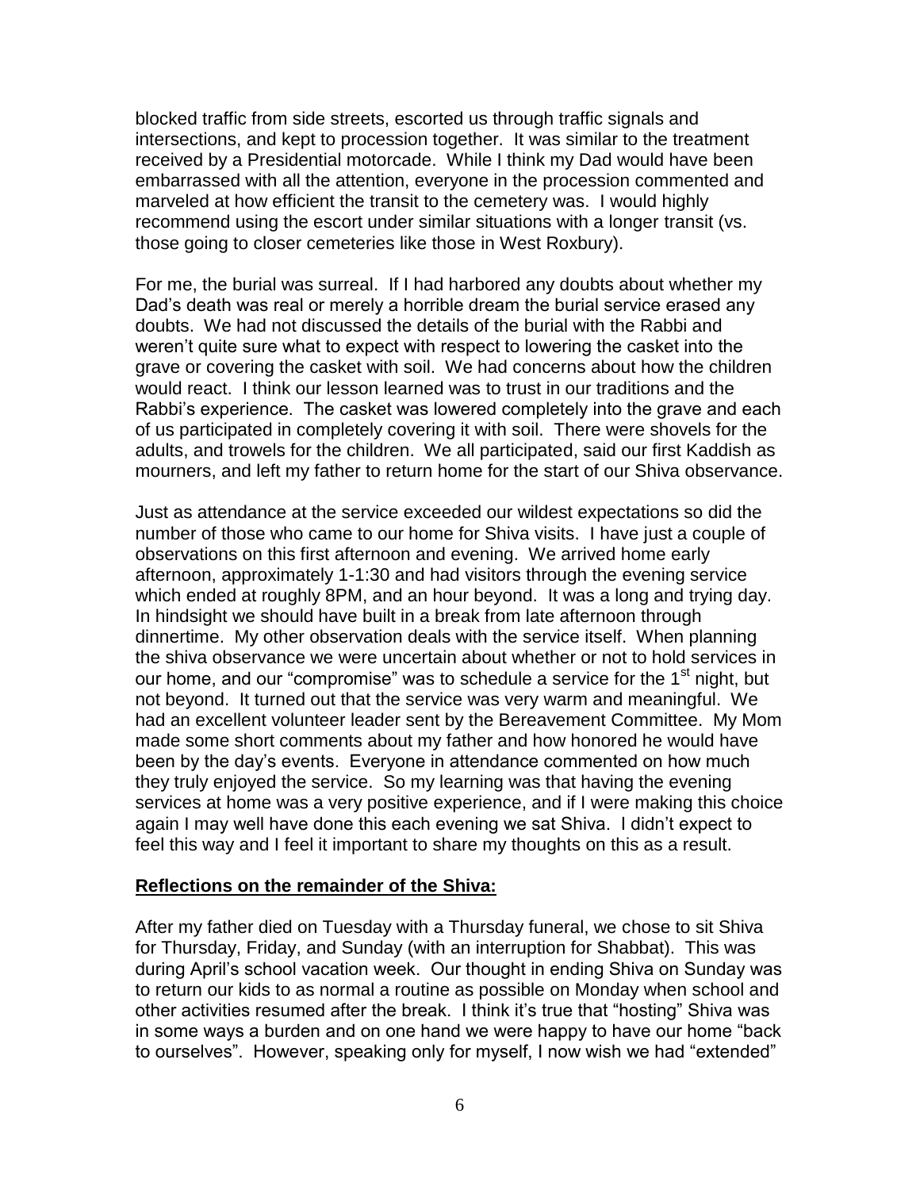blocked traffic from side streets, escorted us through traffic signals and intersections, and kept to procession together. It was similar to the treatment received by a Presidential motorcade. While I think my Dad would have been embarrassed with all the attention, everyone in the procession commented and marveled at how efficient the transit to the cemetery was. I would highly recommend using the escort under similar situations with a longer transit (vs. those going to closer cemeteries like those in West Roxbury).

For me, the burial was surreal. If I had harbored any doubts about whether my Dad's death was real or merely a horrible dream the burial service erased any doubts. We had not discussed the details of the burial with the Rabbi and weren't quite sure what to expect with respect to lowering the casket into the grave or covering the casket with soil. We had concerns about how the children would react. I think our lesson learned was to trust in our traditions and the Rabbi's experience. The casket was lowered completely into the grave and each of us participated in completely covering it with soil. There were shovels for the adults, and trowels for the children. We all participated, said our first Kaddish as mourners, and left my father to return home for the start of our Shiva observance.

Just as attendance at the service exceeded our wildest expectations so did the number of those who came to our home for Shiva visits. I have just a couple of observations on this first afternoon and evening. We arrived home early afternoon, approximately 1-1:30 and had visitors through the evening service which ended at roughly 8PM, and an hour beyond. It was a long and trying day. In hindsight we should have built in a break from late afternoon through dinnertime. My other observation deals with the service itself. When planning the shiva observance we were uncertain about whether or not to hold services in our home, and our "compromise" was to schedule a service for the 1st night, but not beyond. It turned out that the service was very warm and meaningful. We had an excellent volunteer leader sent by the Bereavement Committee. My Mom made some short comments about my father and how honored he would have been by the day's events. Everyone in attendance commented on how much they truly enjoyed the service. So my learning was that having the evening services at home was a very positive experience, and if I were making this choice again I may well have done this each evening we sat Shiva. I didn't expect to feel this way and I feel it important to share my thoughts on this as a result.

**Reflections on the remainder of the Shiva:**

After my father died on Tuesday with a Thursday funeral, we chose to sit Shiva for Thursday, Friday, and Sunday (with an interruption for Shabbat). This was during April's school vacation week. Our thought in ending Shiva on Sunday was to return our kids to as normal a routine as possible on Monday when school and other activities resumed after the break. I think it's true that "hosting" Shiva was in some ways a burden and on one hand we were happy to have our home "back to ourselves". However, speaking only for myself, I now wish we had "extended"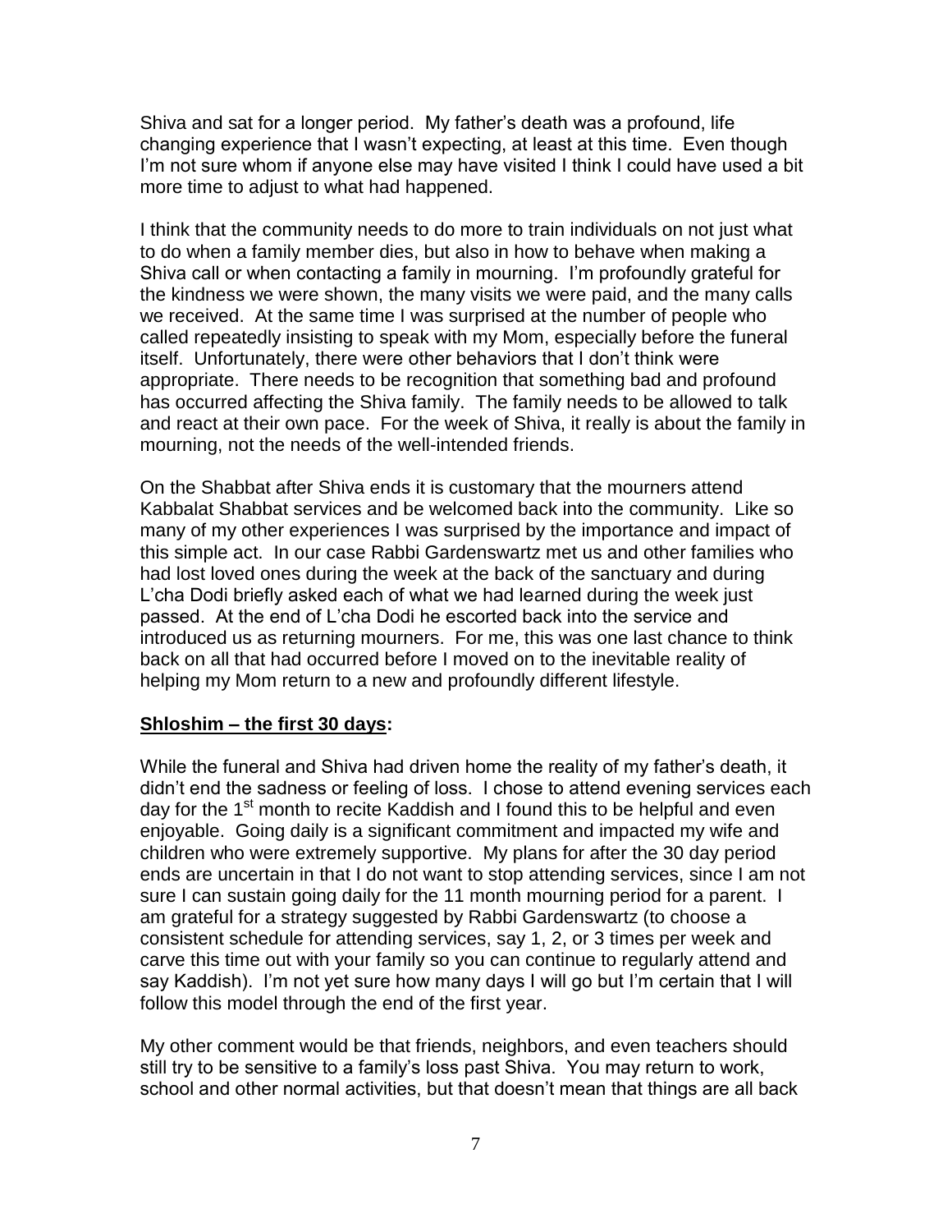Shiva and sat for a longer period. My father's death was a profound, life changing experience that I wasn't expecting, at least at this time. Even though I'm not sure whom if anyone else may have visited I think I could have used a bit more time to adjust to what had happened.

I think that the community needs to do more to train individuals on not just what to do when a family member dies, but also in how to behave when making a Shiva call or when contacting a family in mourning. I'm profoundly grateful for the kindness we were shown, the many visits we were paid, and the many calls we received. At the same time I was surprised at the number of people who called repeatedly insisting to speak with my Mom, especially before the funeral itself. Unfortunately, there were other behaviors that I don't think were appropriate. There needs to be recognition that something bad and profound has occurred affecting the Shiva family. The family needs to be allowed to talk and react at their own pace. For the week of Shiva, it really is about the family in mourning, not the needs of the well-intended friends.

On the Shabbat after Shiva ends it is customary that the mourners attend Kabbalat Shabbat services and be welcomed back into the community. Like so many of my other experiences I was surprised by the importance and impact of this simple act. In our case Rabbi Gardenswartz met us and other families who had lost loved ones during the week at the back of the sanctuary and during L'cha Dodi briefly asked each of what we had learned during the week just passed. At the end of L'cha Dodi he escorted back into the service and introduced us as returning mourners. For me, this was one last chance to think back on all that had occurred before I moved on to the inevitable reality of helping my Mom return to a new and profoundly different lifestyle.

**<u>Shloshim – the first 30 days</u>:**

While the funeral and Shiva had driven home the reality of my father's death, it didn't end the sadness or feeling of loss. I chose to attend evening services each day for the 1st month to recite Kaddish and I found this to be helpful and even enjoyable. Going daily is a significant commitment and impacted my wife and children who were extremely supportive. My plans for after the 30 day period ends are uncertain in that I do not want to stop attending services, since I am not sure I can sustain going daily for the 11 month mourning period for a parent. I am grateful for a strategy suggested by Rabbi Gardenswartz (to choose a consistent schedule for attending services, say 1, 2, or 3 times per week and carve this time out with your family so you can continue to regularly attend and say Kaddish). I'm not yet sure how many days I will go but I'm certain that I will follow this model through the end of the first year.

My other comment would be that friends, neighbors, and even teachers should still try to be sensitive to a family's loss past Shiva. You may return to work, school and other normal activities, but that doesn't mean that things are all back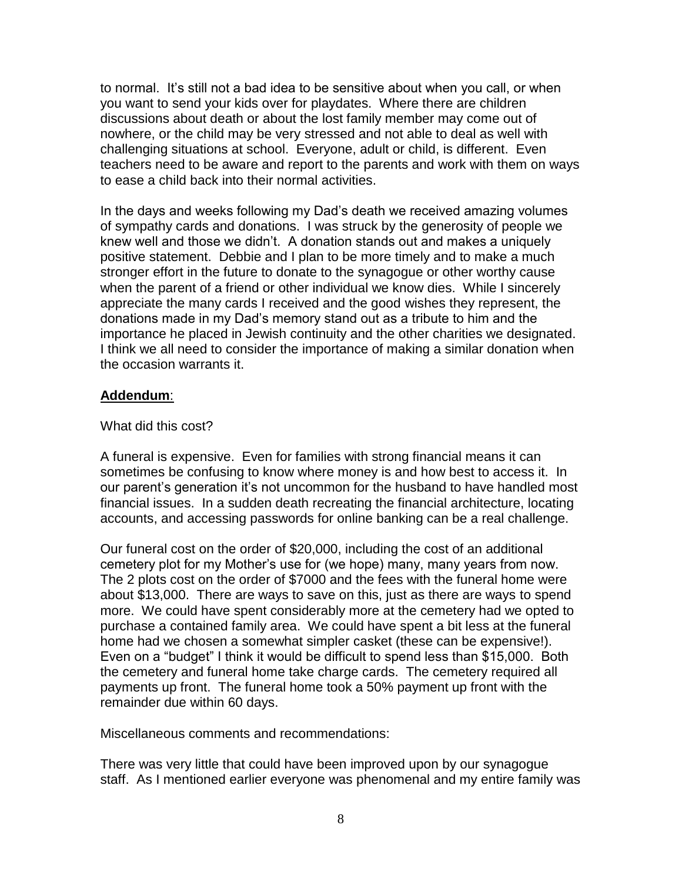to normal. It's still not a bad idea to be sensitive about when you call, or when you want to send your kids over for playdates. Where there are children discussions about death or about the lost family member may come out of nowhere, or the child may be very stressed and not able to deal as well with challenging situations at school. Everyone, adult or child, is different. Even teachers need to be aware and report to the parents and work with them on ways to ease a child back into their normal activities.

In the days and weeks following my Dad's death we received amazing volumes of sympathy cards and donations. I was struck by the generosity of people we knew well and those we didn't. A donation stands out and makes a uniquely positive statement. Debbie and I plan to be more timely and to make a much stronger effort in the future to donate to the synagogue or other worthy cause when the parent of a friend or other individual we know dies. While I sincerely appreciate the many cards I received and the good wishes they represent, the donations made in my Dad's memory stand out as a tribute to him and the importance he placed in Jewish continuity and the other charities we designated. I think we all need to consider the importance of making a similar donation when the occasion warrants it.

**Addendum**:

What did this cost?

A funeral is expensive. Even for families with strong financial means it can sometimes be confusing to know where money is and how best to access it. In our parent's generation it's not uncommon for the husband to have handled most financial issues. In a sudden death recreating the financial architecture, locating accounts, and accessing passwords for online banking can be a real challenge.

Our funeral cost on the order of $20,000, including the cost of an additional cemetery plot for my Mother's use for (we hope) many, many years from now. The 2 plots cost on the order of $7000 and the fees with the funeral home were about $13,000. There are ways to save on this, just as there are ways to spend more. We could have spent considerably more at the cemetery had we opted to purchase a contained family area. We could have spent a bit less at the funeral home had we chosen a somewhat simpler casket (these can be expensive!). Even on a "budget" I think it would be difficult to spend less than $15,000. Both the cemetery and funeral home take charge cards. The cemetery required all payments up front. The funeral home took a 50% payment up front with the remainder due within 60 days.

Miscellaneous comments and recommendations:

There was very little that could have been improved upon by our synagogue staff. As I mentioned earlier everyone was phenomenal and my entire family was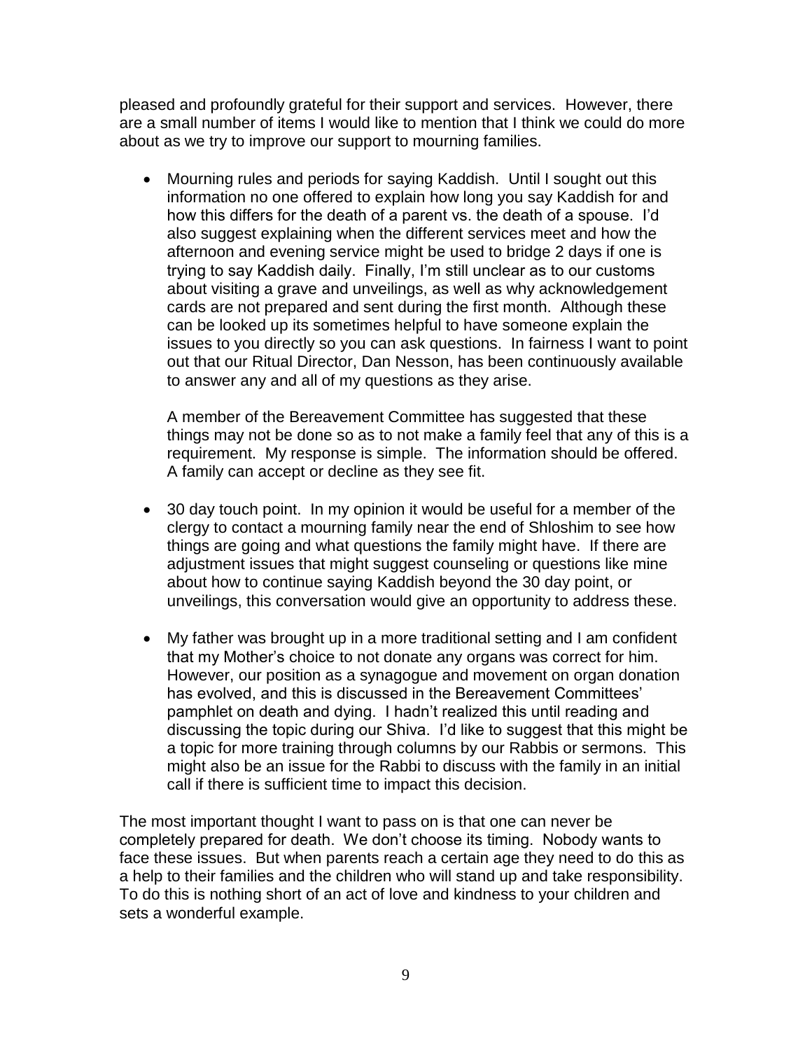pleased and profoundly grateful for their support and services. However, there are a small number of items I would like to mention that I think we could do more about as we try to improve our support to mourning families.

- Mourning rules and periods for saying Kaddish. Until I sought out this information no one offered to explain how long you say Kaddish for and how this differs for the death of a parent vs. the death of a spouse. I'd also suggest explaining when the different services meet and how the afternoon and evening service might be used to bridge 2 days if one is trying to say Kaddish daily. Finally, I'm still unclear as to our customs about visiting a grave and unveilings, as well as why acknowledgement cards are not prepared and sent during the first month. Although these can be looked up its sometimes helpful to have someone explain the issues to you directly so you can ask questions. In fairness I want to point out that our Ritual Director, Dan Nesson, has been continuously available to answer any and all of my questions as they arise.

  A member of the Bereavement Committee has suggested that these things may not be done so as to not make a family feel that any of this is a requirement. My response is simple. The information should be offered. A family can accept or decline as they see fit.

- 30 day touch point. In my opinion it would be useful for a member of the clergy to contact a mourning family near the end of Shloshim to see how things are going and what questions the family might have. If there are adjustment issues that might suggest counseling or questions like mine about how to continue saying Kaddish beyond the 30 day point, or unveilings, this conversation would give an opportunity to address these.

- My father was brought up in a more traditional setting and I am confident that my Mother's choice to not donate any organs was correct for him. However, our position as a synagogue and movement on organ donation has evolved, and this is discussed in the Bereavement Committees' pamphlet on death and dying. I hadn't realized this until reading and discussing the topic during our Shiva. I'd like to suggest that this might be a topic for more training through columns by our Rabbis or sermons. This might also be an issue for the Rabbi to discuss with the family in an initial call if there is sufficient time to impact this decision.

The most important thought I want to pass on is that one can never be completely prepared for death. We don't choose its timing. Nobody wants to face these issues. But when parents reach a certain age they need to do this as a help to their families and the children who will stand up and take responsibility. To do this is nothing short of an act of love and kindness to your children and sets a wonderful example.